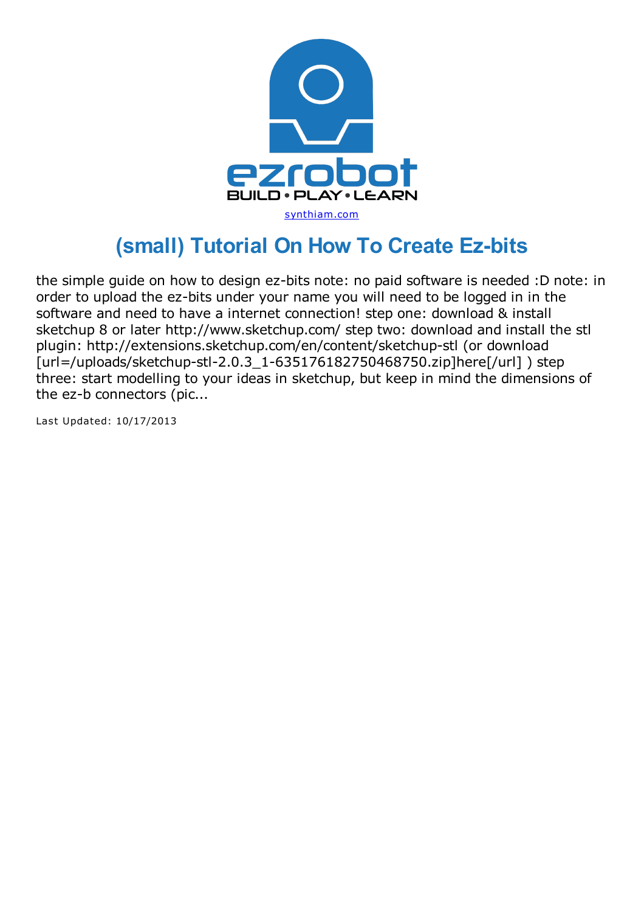synthiam.com

# (small) Tutorial On How To Create Ez-bits

the simple guide on how to design ez-bits note: no paid software is needed :D note: in order to upload the ez-bits under your name you will need to be logged in in the software and need to have a internet connection! step one: download & install sketchup 8 or later http://www.sketchup.com/ step two: download and install the stl plugin: http://extensions.sketchup.com/en/content/sketchup-stl (or download [url=/uploads/sketchup-stl-2.0.3_1-635176182750468750.zip]here[/url] ) step three: start modelling to your ideas in sketchup, but keep in mind the dimensions of the ez-b connectors (pic...

Last Updated: 10/17/2013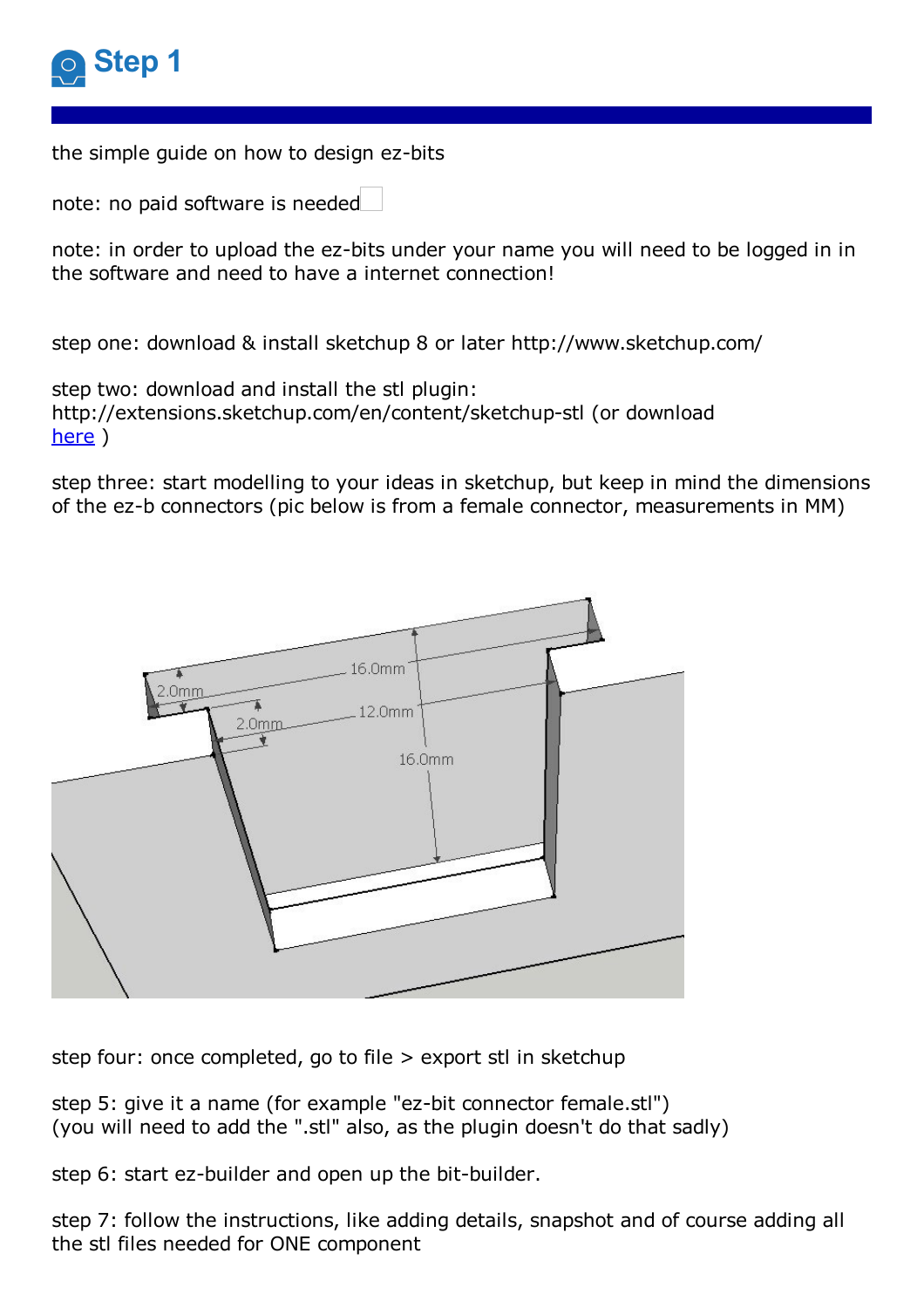# Step 1

the simple guide on how to design ez-bits

note: no paid software is needed

note: in order to upload the ez-bits under your name you will need to be logged in in the software and need to have a internet connection!

step one: download & install sketchup 8 or later http://www.sketchup.com/

step two: download and install the stl plugin: http://extensions.sketchup.com/en/content/sketchup-stl (or download [here](here) )

step three: start modelling to your ideas in sketchup, but keep in mind the dimensions of the ez-b connectors (pic below is from a female connector, measurements in MM)

step four: once completed, go to file > export stl in sketchup

step 5: give it a name (for example "ez-bit connector female.stl")
(you will need to add the ".stl" also, as the plugin doesn't do that sadly)

step 6: start ez-builder and open up the bit-builder.

step 7: follow the instructions, like adding details, snapshot and of course adding all the stl files needed for ONE component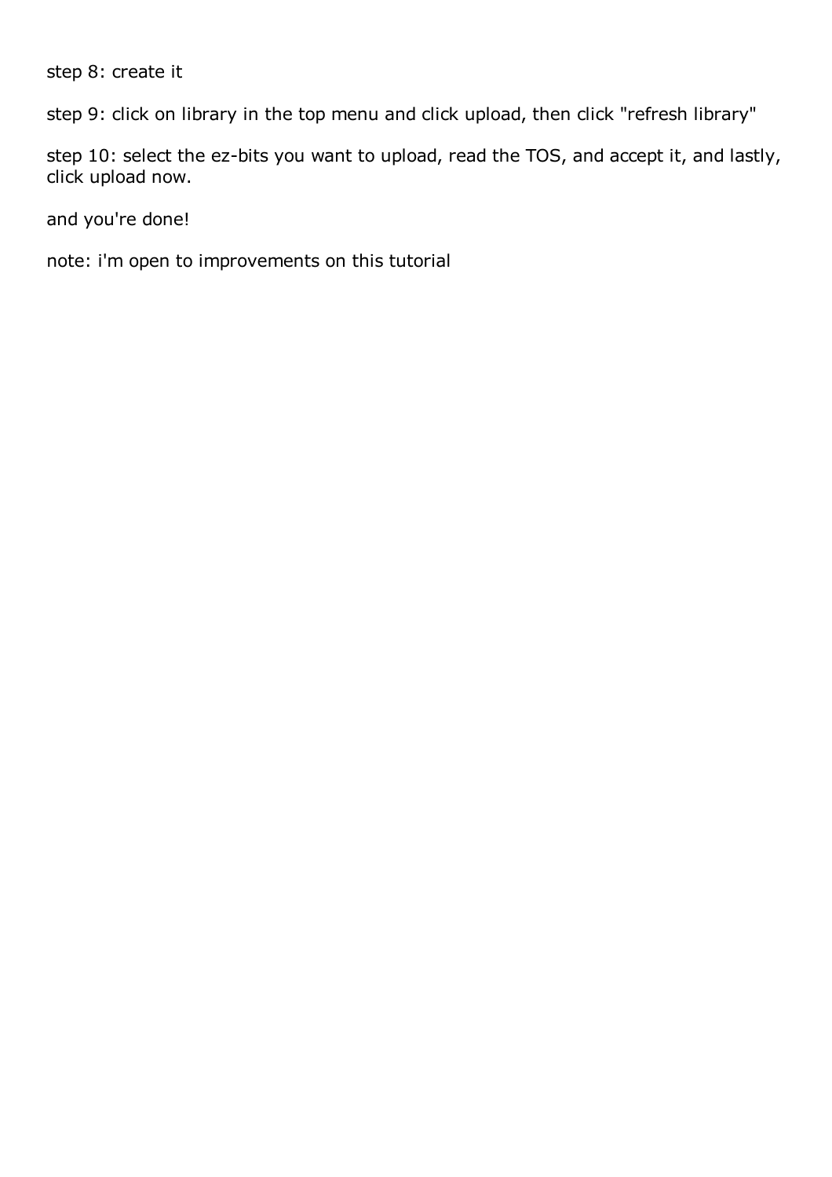step 8: create it

step 9: click on library in the top menu and click upload, then click "refresh library"

step 10: select the ez-bits you want to upload, read the TOS, and accept it, and lastly, click upload now.

and you're done!

note: i'm open to improvements on this tutorial